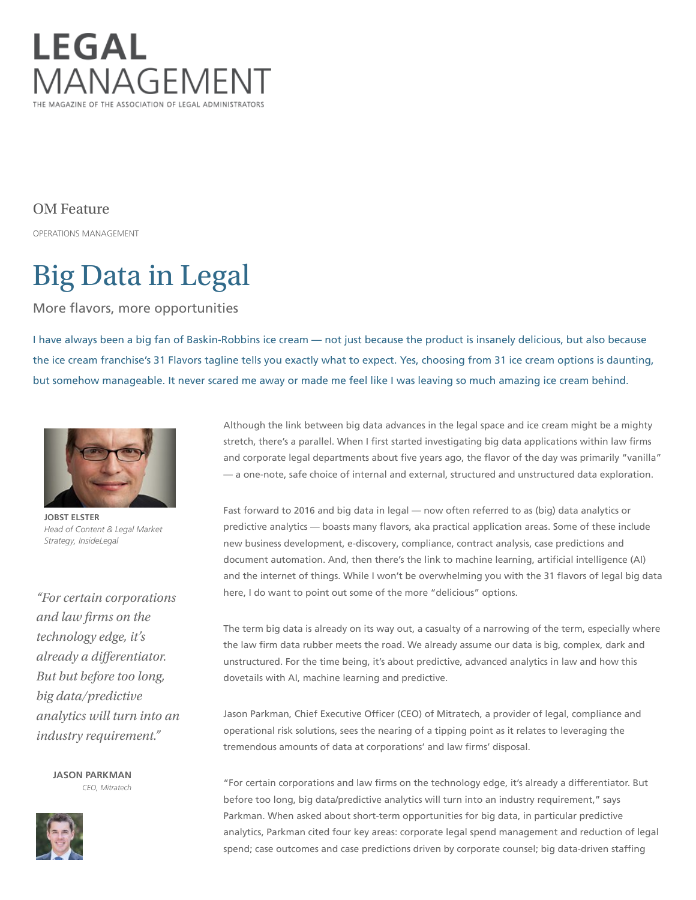# LEGAL MANAGEMENT

THE MAGAZINE OF THE ASSOCIATION OF LEGAL ADMINISTRATORS

OM Feature

OPERATIONS MANAGEMENT

## Big Data in Legal

More flavors, more opportunities

I have always been a big fan of Baskin-Robbins ice cream — not just because the product is insanely delicious, but also because the ice cream franchise's 31 Flavors tagline tells you exactly what to expect. Yes, choosing from 31 ice cream options is daunting, but somehow manageable. It never scared me away or made me feel like I was leaving so much amazing ice cream behind.

**JOBST ELSTER**
*Head of Content & Legal Market Strategy, InsideLegal*

Although the link between big data advances in the legal space and ice cream might be a mighty stretch, there's a parallel. When I first started investigating big data applications within law firms and corporate legal departments about five years ago, the flavor of the day was primarily "vanilla" — a one-note, safe choice of internal and external, structured and unstructured data exploration.

Fast forward to 2016 and big data in legal — now often referred to as (big) data analytics or predictive analytics — boasts many flavors, aka practical application areas. Some of these include new business development, e-discovery, compliance, contract analysis, case predictions and document automation. And, then there's the link to machine learning, artificial intelligence (AI) and the internet of things. While I won't be overwhelming you with the 31 flavors of legal big data here, I do want to point out some of the more "delicious" options.

The term big data is already on its way out, a casualty of a narrowing of the term, especially where the law firm data rubber meets the road. We already assume our data is big, complex, dark and unstructured. For the time being, it's about predictive, advanced analytics in law and how this dovetails with AI, machine learning and predictive.

Jason Parkman, Chief Executive Officer (CEO) of Mitratech, a provider of legal, compliance and operational risk solutions, sees the nearing of a tipping point as it relates to leveraging the tremendous amounts of data at corporations' and law firms' disposal.

> *"For certain corporations and law firms on the technology edge, it's already a differentiator. But but before too long, big data/predictive analytics will turn into an industry requirement."*
>
> **JASON PARKMAN**
> *CEO, Mitratech*

"For certain corporations and law firms on the technology edge, it's already a differentiator. But before too long, big data/predictive analytics will turn into an industry requirement," says Parkman. When asked about short-term opportunities for big data, in particular predictive analytics, Parkman cited four key areas: corporate legal spend management and reduction of legal spend; case outcomes and case predictions driven by corporate counsel; big data-driven staffing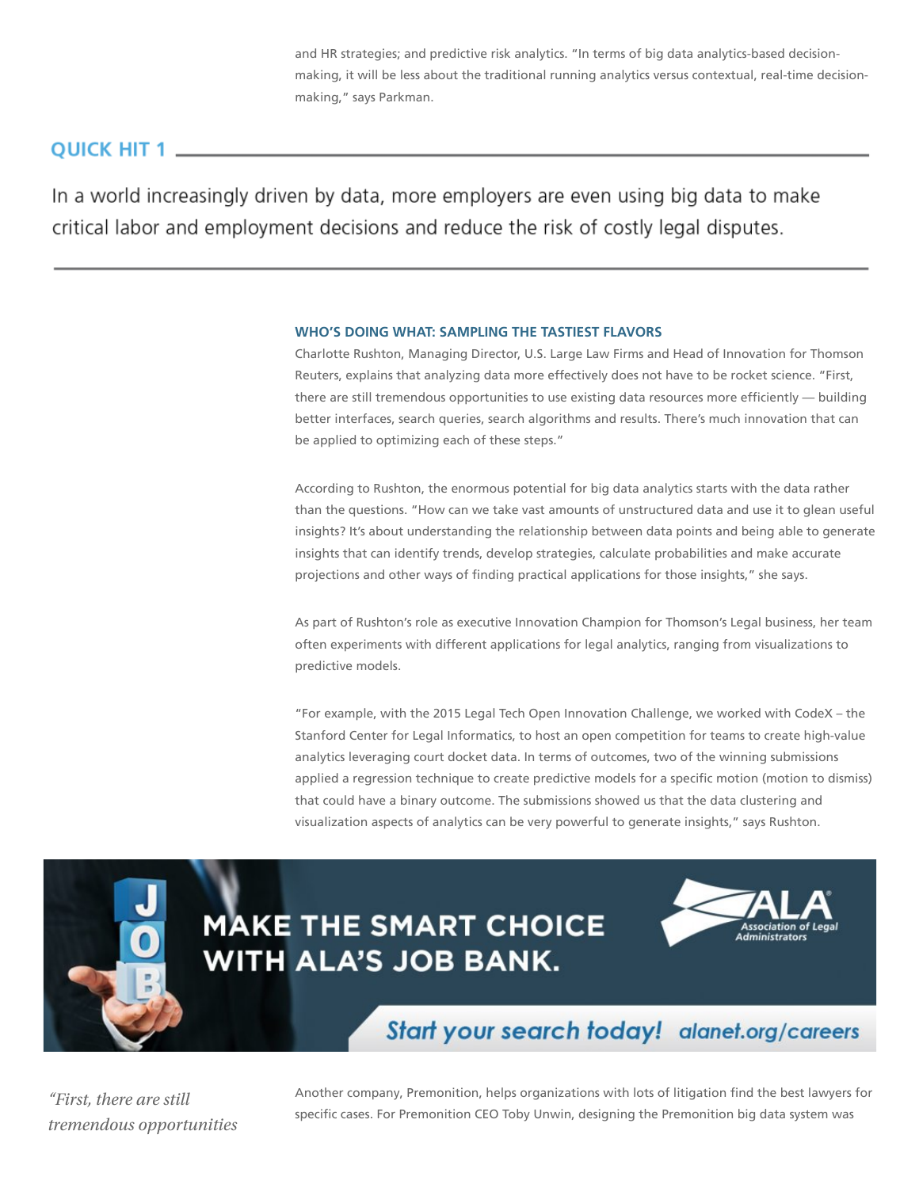and HR strategies; and predictive risk analytics. "In terms of big data analytics-based decision-making, it will be less about the traditional running analytics versus contextual, real-time decision-making," says Parkman.

**QUICK HIT 1**

In a world increasingly driven by data, more employers are even using big data to make critical labor and employment decisions and reduce the risk of costly legal disputes.

### WHO'S DOING WHAT: SAMPLING THE TASTIEST FLAVORS

Charlotte Rushton, Managing Director, U.S. Large Law Firms and Head of Innovation for Thomson Reuters, explains that analyzing data more effectively does not have to be rocket science. "First, there are still tremendous opportunities to use existing data resources more efficiently — building better interfaces, search queries, search algorithms and results. There's much innovation that can be applied to optimizing each of these steps."

According to Rushton, the enormous potential for big data analytics starts with the data rather than the questions. "How can we take vast amounts of unstructured data and use it to glean useful insights? It's about understanding the relationship between data points and being able to generate insights that can identify trends, develop strategies, calculate probabilities and make accurate projections and other ways of finding practical applications for those insights," she says.

As part of Rushton's role as executive Innovation Champion for Thomson's Legal business, her team often experiments with different applications for legal analytics, ranging from visualizations to predictive models.

"For example, with the 2015 Legal Tech Open Innovation Challenge, we worked with CodeX – the Stanford Center for Legal Informatics, to host an open competition for teams to create high-value analytics leveraging court docket data. In terms of outcomes, two of the winning submissions applied a regression technique to create predictive models for a specific motion (motion to dismiss) that could have a binary outcome. The submissions showed us that the data clustering and visualization aspects of analytics can be very powerful to generate insights," says Rushton.

MAKE THE SMART CHOICE WITH ALA'S JOB BANK.

ALA Association of Legal Administrators

*Start your search today!* alanet.org/careers

*"First, there are still tremendous opportunities*

Another company, Premonition, helps organizations with lots of litigation find the best lawyers for specific cases. For Premonition CEO Toby Unwin, designing the Premonition big data system was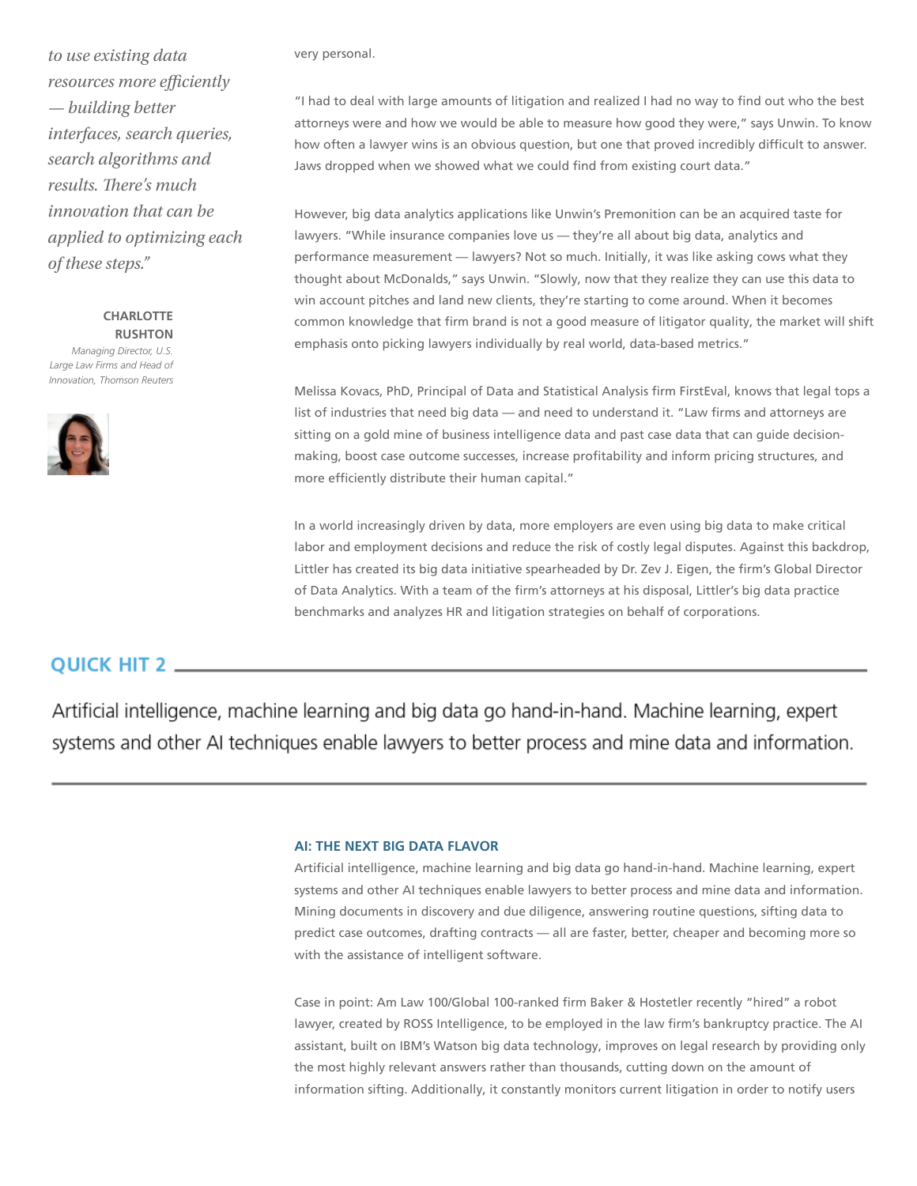*to use existing data resources more efficiently — building better interfaces, search queries, search algorithms and results. There's much innovation that can be applied to optimizing each of these steps."*

**CHARLOTTE RUSHTON**
*Managing Director, U.S. Large Law Firms and Head of Innovation, Thomson Reuters*

very personal.

"I had to deal with large amounts of litigation and realized I had no way to find out who the best attorneys were and how we would be able to measure how good they were," says Unwin. To know how often a lawyer wins is an obvious question, but one that proved incredibly difficult to answer. Jaws dropped when we showed what we could find from existing court data."

However, big data analytics applications like Unwin's Premonition can be an acquired taste for lawyers. "While insurance companies love us — they're all about big data, analytics and performance measurement — lawyers? Not so much. Initially, it was like asking cows what they thought about McDonalds," says Unwin. "Slowly, now that they realize they can use this data to win account pitches and land new clients, they're starting to come around. When it becomes common knowledge that firm brand is not a good measure of litigator quality, the market will shift emphasis onto picking lawyers individually by real world, data-based metrics."

Melissa Kovacs, PhD, Principal of Data and Statistical Analysis firm FirstEval, knows that legal tops a list of industries that need big data — and need to understand it. "Law firms and attorneys are sitting on a gold mine of business intelligence data and past case data that can guide decision-making, boost case outcome successes, increase profitability and inform pricing structures, and more efficiently distribute their human capital."

In a world increasingly driven by data, more employers are even using big data to make critical labor and employment decisions and reduce the risk of costly legal disputes. Against this backdrop, Littler has created its big data initiative spearheaded by Dr. Zev J. Eigen, the firm's Global Director of Data Analytics. With a team of the firm's attorneys at his disposal, Littler's big data practice benchmarks and analyzes HR and litigation strategies on behalf of corporations.

## QUICK HIT 2

Artificial intelligence, machine learning and big data go hand-in-hand. Machine learning, expert systems and other AI techniques enable lawyers to better process and mine data and information.

### AI: THE NEXT BIG DATA FLAVOR

Artificial intelligence, machine learning and big data go hand-in-hand. Machine learning, expert systems and other AI techniques enable lawyers to better process and mine data and information. Mining documents in discovery and due diligence, answering routine questions, sifting data to predict case outcomes, drafting contracts — all are faster, better, cheaper and becoming more so with the assistance of intelligent software.

Case in point: Am Law 100/Global 100-ranked firm Baker & Hostetler recently "hired" a robot lawyer, created by ROSS Intelligence, to be employed in the law firm's bankruptcy practice. The AI assistant, built on IBM's Watson big data technology, improves on legal research by providing only the most highly relevant answers rather than thousands, cutting down on the amount of information sifting. Additionally, it constantly monitors current litigation in order to notify users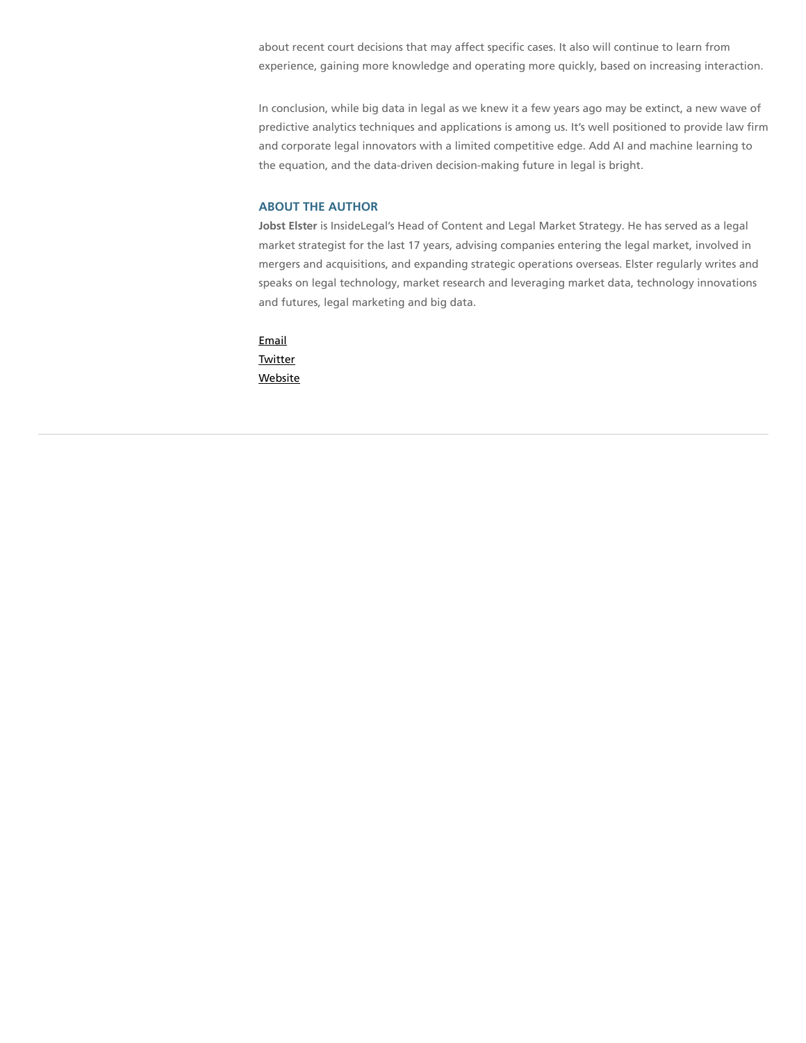about recent court decisions that may affect specific cases. It also will continue to learn from experience, gaining more knowledge and operating more quickly, based on increasing interaction.

In conclusion, while big data in legal as we knew it a few years ago may be extinct, a new wave of predictive analytics techniques and applications is among us. It's well positioned to provide law firm and corporate legal innovators with a limited competitive edge. Add AI and machine learning to the equation, and the data-driven decision-making future in legal is bright.

### ABOUT THE AUTHOR

**Jobst Elster** is InsideLegal's Head of Content and Legal Market Strategy. He has served as a legal market strategist for the last 17 years, advising companies entering the legal market, involved in mergers and acquisitions, and expanding strategic operations overseas. Elster regularly writes and speaks on legal technology, market research and leveraging market data, technology innovations and futures, legal marketing and big data.

Email
Twitter
Website